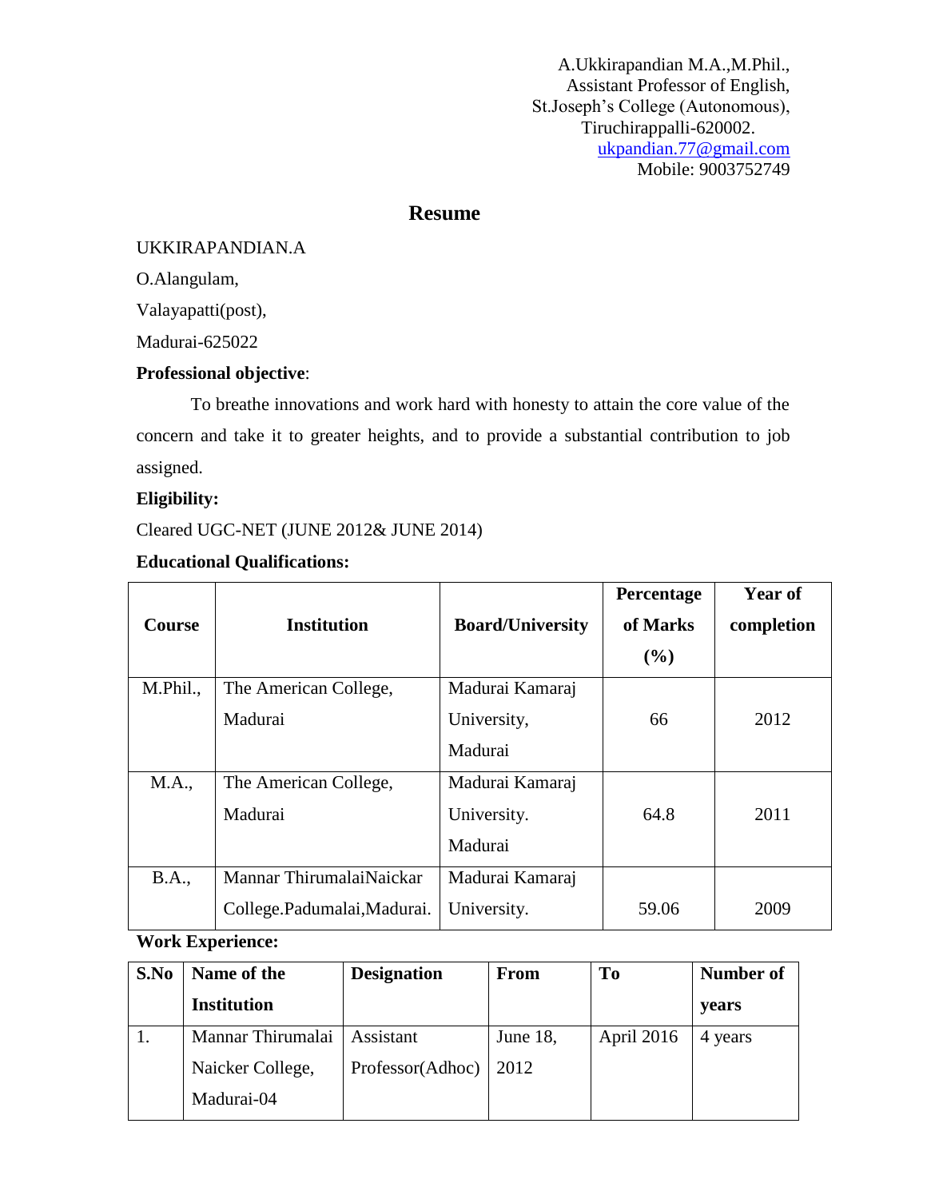A.Ukkirapandian M.A.,M.Phil.,
Assistant Professor of English,
St.Joseph's College (Autonomous),
Tiruchirappalli-620002.
ukpandian.77@gmail.com
Mobile: 9003752749

## Resume

UKKIRAPANDIAN.A

O.Alangulam,

Valayapatti(post),

Madurai-625022

**Professional objective**:

To breathe innovations and work hard with honesty to attain the core value of the concern and take it to greater heights, and to provide a substantial contribution to job assigned.

**Eligibility:**

Cleared UGC-NET (JUNE 2012& JUNE 2014)

**Educational Qualifications:**

| Course | Institution | Board/University | Percentage of Marks (%) | Year of completion |
|---|---|---|---|---|
| M.Phil., | The American College, Madurai | Madurai Kamaraj University, Madurai | 66 | 2012 |
| M.A., | The American College, Madurai | Madurai Kamaraj University. Madurai | 64.8 | 2011 |
| B.A., | Mannar ThirumalaiNaickar College.Padumalai,Madurai. | Madurai Kamaraj University. | 59.06 | 2009 |

**Work Experience:**

| S.No | Name of the Institution | Designation | From | To | Number of years |
|---|---|---|---|---|---|
| 1. | Mannar Thirumalai Naicker College, Madurai-04 | Assistant Professor(Adhoc) | June 18, 2012 | April 2016 | 4 years |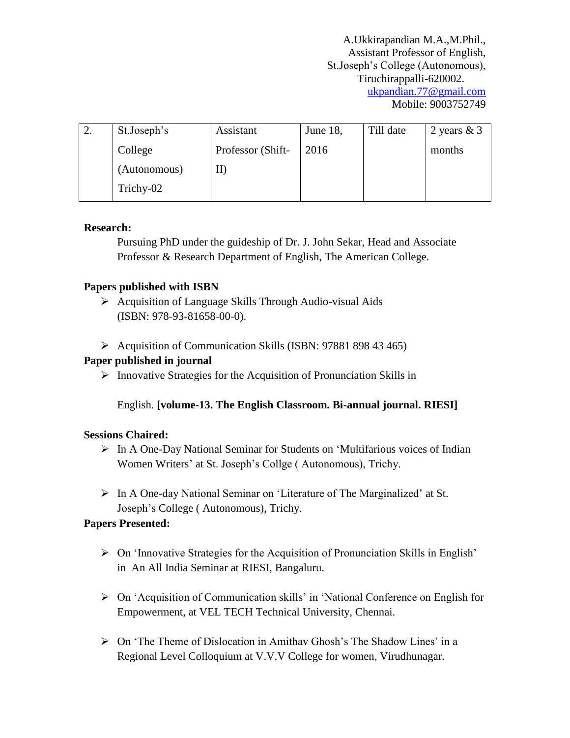A.Ukkirapandian M.A.,M.Phil.,
Assistant Professor of English,
St.Joseph's College (Autonomous),
Tiruchirappalli-620002.
ukpandian.77@gmail.com
Mobile: 9003752749

| | | | | | |
|---|---|---|---|---|---|
| 2. | St.Joseph's College (Autonomous) Trichy-02 | Assistant Professor (Shift-II) | June 18, 2016 | Till date | 2 years & 3 months |

**Research:**

Pursuing PhD under the guideship of Dr. J. John Sekar, Head and Associate Professor & Research Department of English, The American College.

**Papers published with ISBN**

- Acquisition of Language Skills Through Audio-visual Aids (ISBN: 978-93-81658-00-0).
- Acquisition of Communication Skills (ISBN: 97881 898 43 465)

**Paper published in journal**

- Innovative Strategies for the Acquisition of Pronunciation Skills in English. **[volume-13. The English Classroom. Bi-annual journal. RIESI]**

**Sessions Chaired:**

- In A One-Day National Seminar for Students on 'Multifarious voices of Indian Women Writers' at St. Joseph's Collge ( Autonomous), Trichy.
- In A One-day National Seminar on 'Literature of The Marginalized' at St. Joseph's College ( Autonomous), Trichy.

**Papers Presented:**

- On 'Innovative Strategies for the Acquisition of Pronunciation Skills in English' in An All India Seminar at RIESI, Bangaluru.
- On 'Acquisition of Communication skills' in 'National Conference on English for Empowerment, at VEL TECH Technical University, Chennai.
- On 'The Theme of Dislocation in Amithav Ghosh's The Shadow Lines' in a Regional Level Colloquium at V.V.V College for women, Virudhunagar.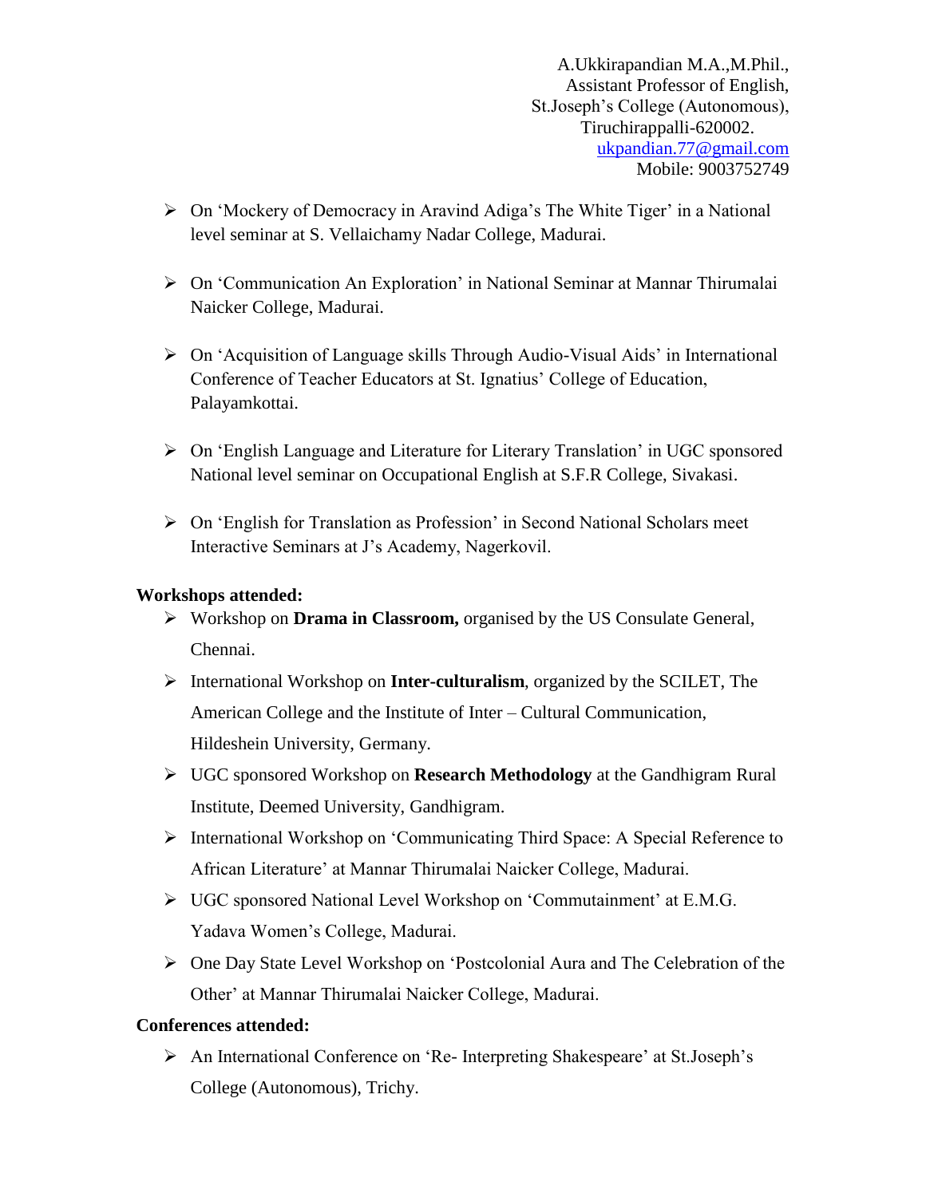A.Ukkirapandian M.A.,M.Phil.,
Assistant Professor of English,
St.Joseph's College (Autonomous),
Tiruchirappalli-620002.
ukpandian.77@gmail.com
Mobile: 9003752749

- On 'Mockery of Democracy in Aravind Adiga's The White Tiger' in a National level seminar at S. Vellaichamy Nadar College, Madurai.
- On 'Communication An Exploration' in National Seminar at Mannar Thirumalai Naicker College, Madurai.
- On 'Acquisition of Language skills Through Audio-Visual Aids' in International Conference of Teacher Educators at St. Ignatius' College of Education, Palayamkottai.
- On 'English Language and Literature for Literary Translation' in UGC sponsored National level seminar on Occupational English at S.F.R College, Sivakasi.
- On 'English for Translation as Profession' in Second National Scholars meet Interactive Seminars at J's Academy, Nagerkovil.

**Workshops attended:**

- Workshop on **Drama in Classroom,** organised by the US Consulate General, Chennai.
- International Workshop on **Inter-culturalism**, organized by the SCILET, The American College and the Institute of Inter – Cultural Communication, Hildeshein University, Germany.
- UGC sponsored Workshop on **Research Methodology** at the Gandhigram Rural Institute, Deemed University, Gandhigram.
- International Workshop on 'Communicating Third Space: A Special Reference to African Literature' at Mannar Thirumalai Naicker College, Madurai.
- UGC sponsored National Level Workshop on 'Commutainment' at E.M.G. Yadava Women's College, Madurai.
- One Day State Level Workshop on 'Postcolonial Aura and The Celebration of the Other' at Mannar Thirumalai Naicker College, Madurai.

**Conferences attended:**

- An International Conference on 'Re- Interpreting Shakespeare' at St.Joseph's College (Autonomous), Trichy.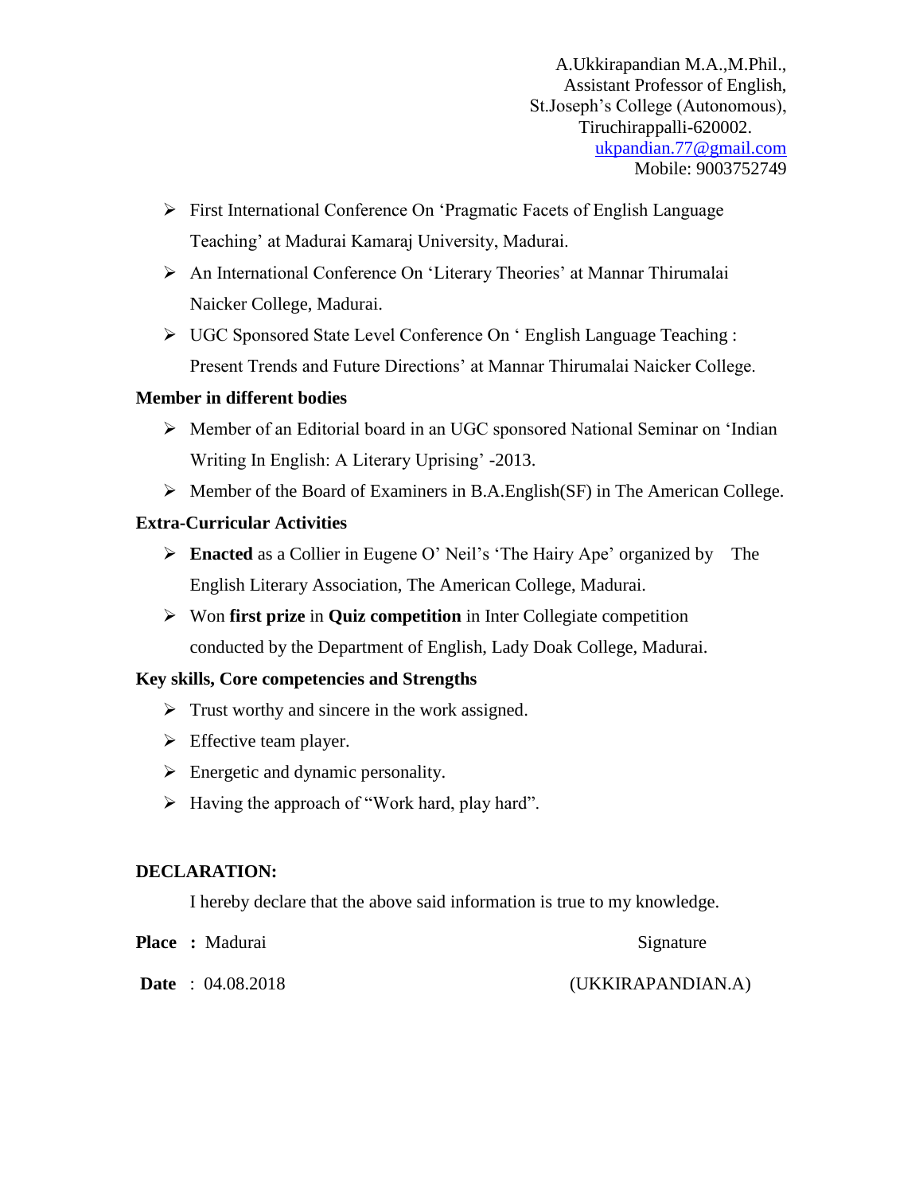A.Ukkirapandian M.A.,M.Phil.,
Assistant Professor of English,
St.Joseph's College (Autonomous),
Tiruchirappalli-620002.
ukpandian.77@gmail.com
Mobile: 9003752749

- First International Conference On 'Pragmatic Facets of English Language Teaching' at Madurai Kamaraj University, Madurai.
- An International Conference On 'Literary Theories' at Mannar Thirumalai Naicker College, Madurai.
- UGC Sponsored State Level Conference On ' English Language Teaching : Present Trends and Future Directions' at Mannar Thirumalai Naicker College.

**Member in different bodies**

- Member of an Editorial board in an UGC sponsored National Seminar on 'Indian Writing In English: A Literary Uprising' -2013.
- Member of the Board of Examiners in B.A.English(SF) in The American College.

**Extra-Curricular Activities**

- **Enacted** as a Collier in Eugene O' Neil's 'The Hairy Ape' organized by The English Literary Association, The American College, Madurai.
- Won **first prize** in **Quiz competition** in Inter Collegiate competition conducted by the Department of English, Lady Doak College, Madurai.

**Key skills, Core competencies and Strengths**

- Trust worthy and sincere in the work assigned.
- Effective team player.
- Energetic and dynamic personality.
- Having the approach of "Work hard, play hard".

**DECLARATION:**

I hereby declare that the above said information is true to my knowledge.

**Place** : Madurai                                                    Signature

**Date** : 04.08.2018                                          (UKKIRAPANDIAN.A)